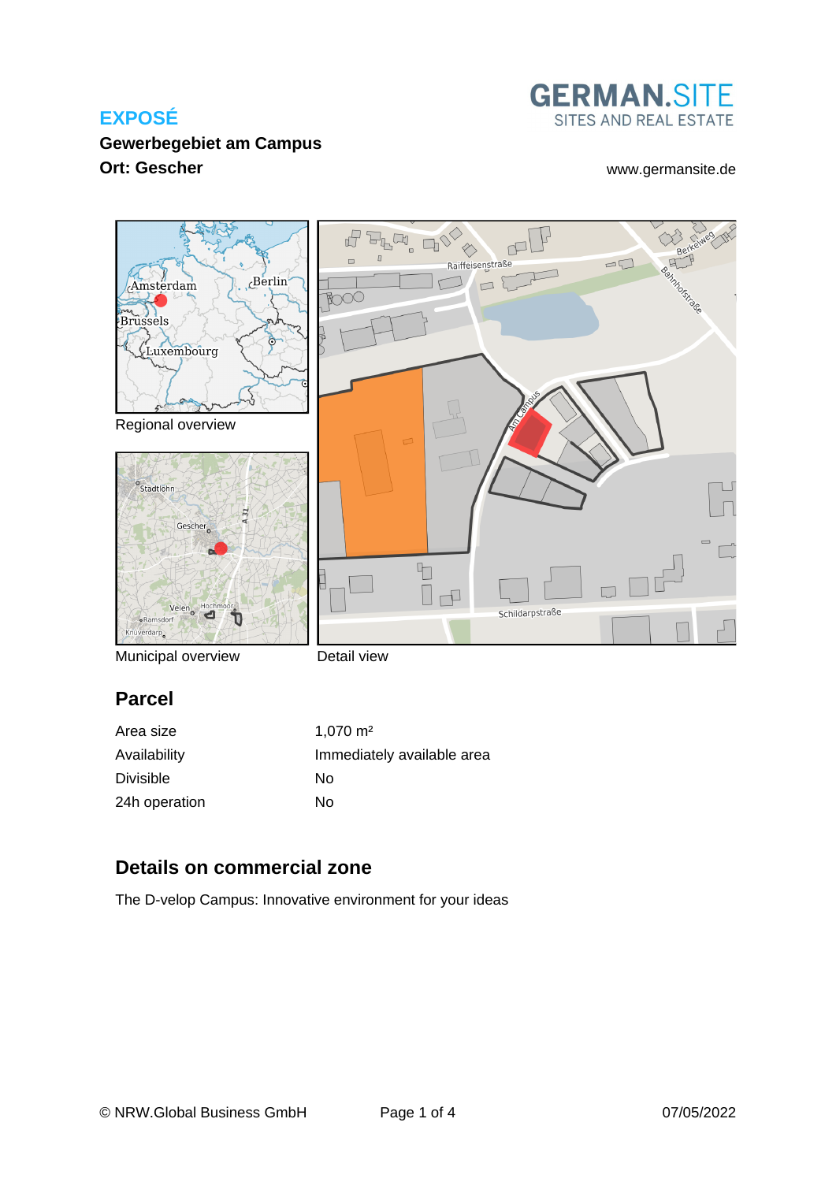EXPOSÉ

**Gewerbegebiet am Campus**

**Ort: Gescher**

GERMAN.SITE
SITES AND REAL ESTATE

www.germansite.de

Regional overview

Municipal overview

Detail view

## Parcel

| Area size | 1,070 m² |
| --- | --- |
| Availability | Immediately available area |
| Divisible | No |
| 24h operation | No |

## Details on commercial zone

The D-velop Campus: Innovative environment for your ideas

© NRW.Global Business GmbH 07/05/2022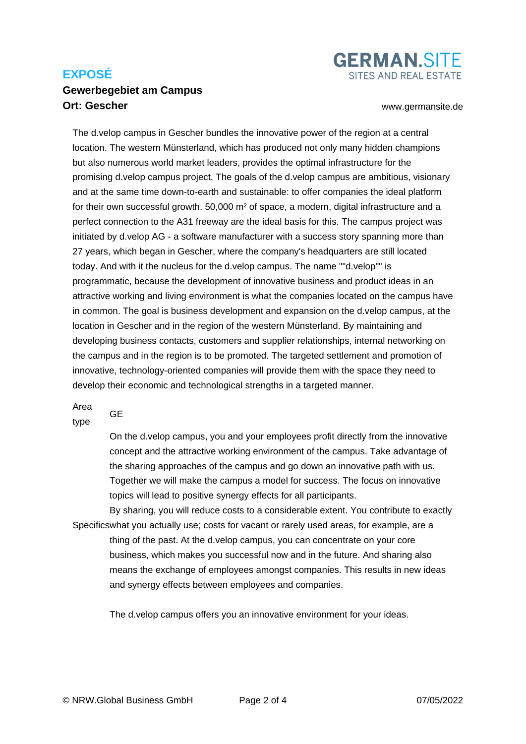# EXPOSÉ

**Gewerbegebiet am Campus**
**Ort: Gescher**

GERMAN.SITE
SITES AND REAL ESTATE

www.germansite.de

The d.velop campus in Gescher bundles the innovative power of the region at a central location. The western Münsterland, which has produced not only many hidden champions but also numerous world market leaders, provides the optimal infrastructure for the promising d.velop campus project. The goals of the d.velop campus are ambitious, visionary and at the same time down-to-earth and sustainable: to offer companies the ideal platform for their own successful growth. 50,000 m² of space, a modern, digital infrastructure and a perfect connection to the A31 freeway are the ideal basis for this. The campus project was initiated by d.velop AG - a software manufacturer with a success story spanning more than 27 years, which began in Gescher, where the company's headquarters are still located today. And with it the nucleus for the d.velop campus. The name ""d.velop"" is programmatic, because the development of innovative business and product ideas in an attractive working and living environment is what the companies located on the campus have in common. The goal is business development and expansion on the d.velop campus, at the location in Gescher and in the region of the western Münsterland. By maintaining and developing business contacts, customers and supplier relationships, internal networking on the campus and in the region is to be promoted. The targeted settlement and promotion of innovative, technology-oriented companies will provide them with the space they need to develop their economic and technological strengths in a targeted manner.

| | |
|---|---|
| Area type | GE |
| Specifics | On the d.velop campus, you and your employees profit directly from the innovative concept and the attractive working environment of the campus. Take advantage of the sharing approaches of the campus and go down an innovative path with us. Together we will make the campus a model for success. The focus on innovative topics will lead to positive synergy effects for all participants.<br>By sharing, you will reduce costs to a considerable extent. You contribute to exactly what you actually use; costs for vacant or rarely used areas, for example, are a thing of the past. At the d.velop campus, you can concentrate on your core business, which makes you successful now and in the future. And sharing also means the exchange of employees amongst companies. This results in new ideas and synergy effects between employees and companies.<br><br>The d.velop campus offers you an innovative environment for your ideas. |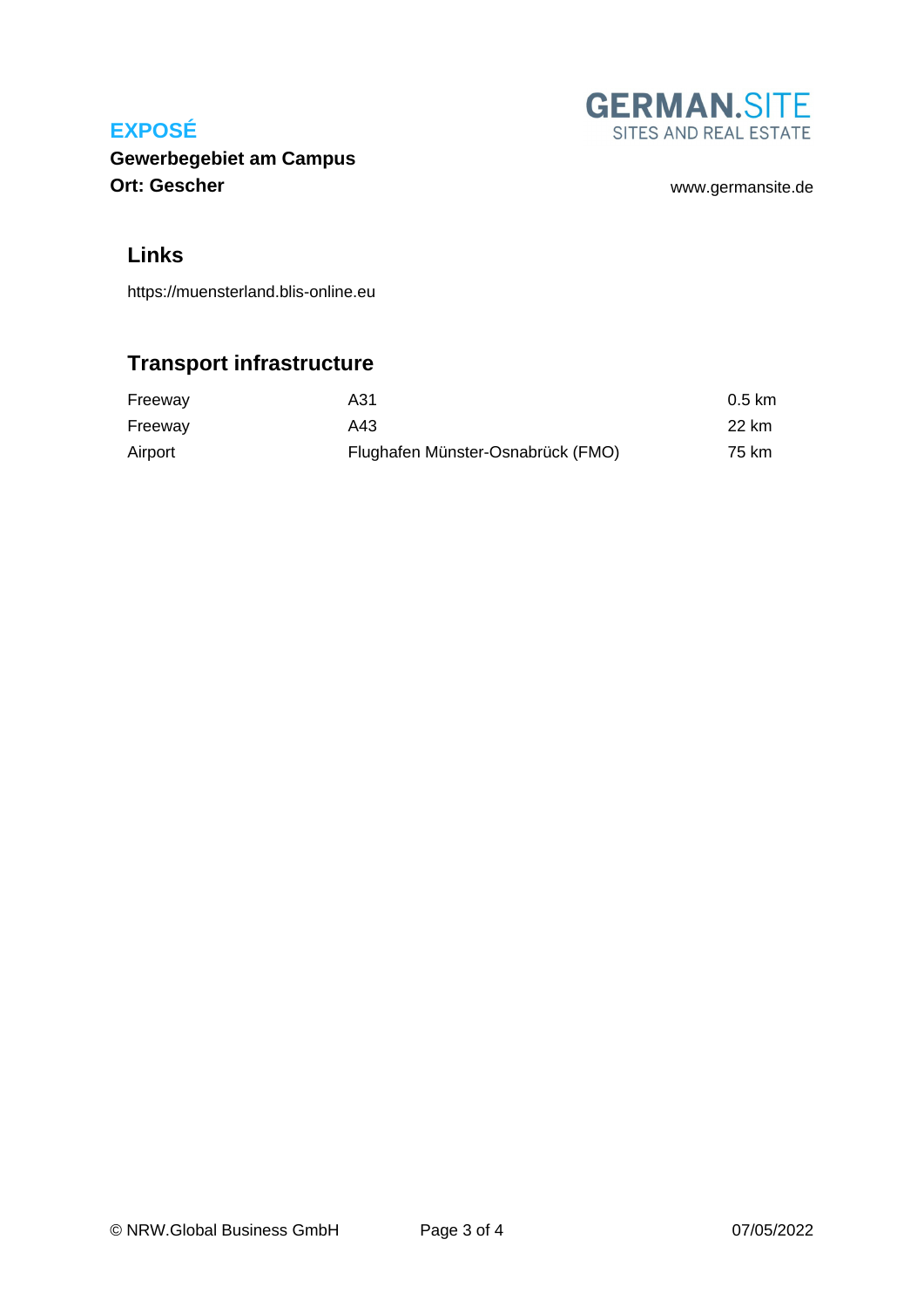## Links

https://muensterland.blis-online.eu

## Transport infrastructure

| | | |
|---|---|---|
| Freeway | A31 | 0.5 km |
| Freeway | A43 | 22 km |
| Airport | Flughafen Münster-Osnabrück (FMO) | 75 km |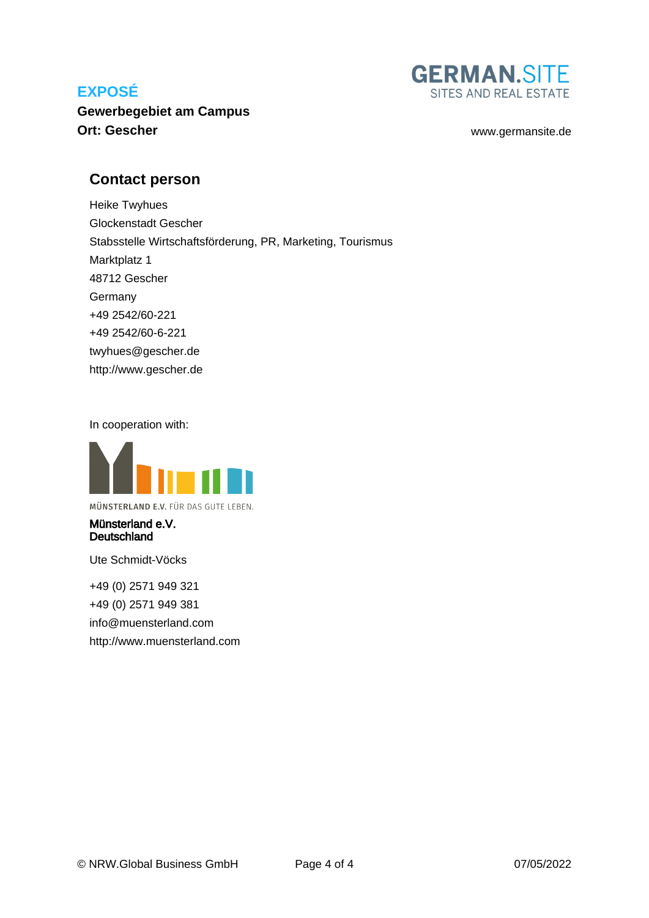# Contact person

Heike Twyhues
Glockenstadt Gescher
Stabsstelle Wirtschaftsförderung, PR, Marketing, Tourismus
Marktplatz 1
48712 Gescher
Germany
+49 2542/60-221
+49 2542/60-6-221
twyhues@gescher.de
http://www.gescher.de

In cooperation with:

MÜNSTERLAND E.V. FÜR DAS GUTE LEBEN.

**Münsterland e.V.**
**Deutschland**

Ute Schmidt-Vöcks

+49 (0) 2571 949 321
+49 (0) 2571 949 381
info@muensterland.com
http://www.muensterland.com